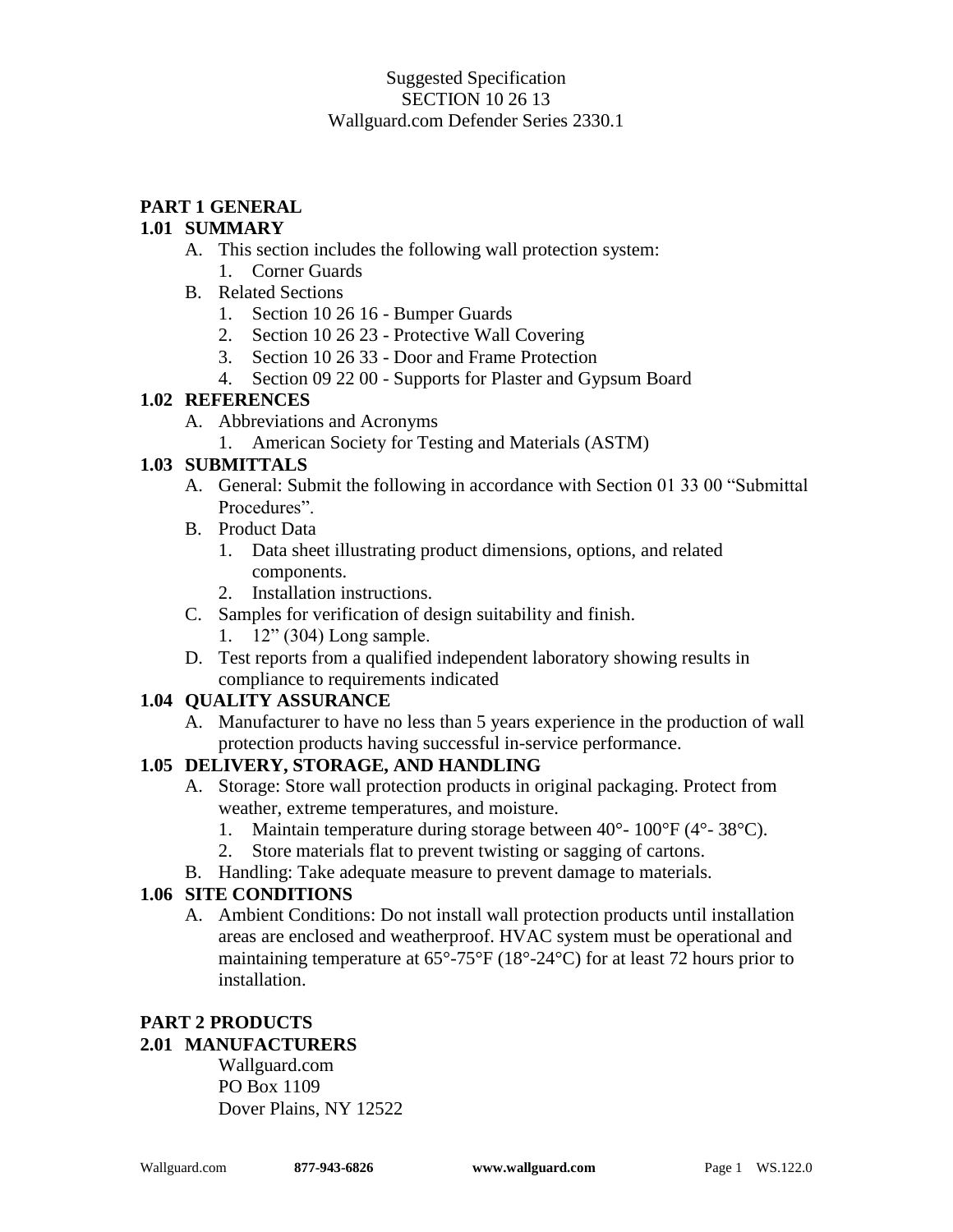Suggested Specification
SECTION 10 26 13
Wallguard.com Defender Series 2330.1

## PART 1 GENERAL

### 1.01 SUMMARY

A. This section includes the following wall protection system:
   1. Corner Guards

B. Related Sections
   1. Section 10 26 16 - Bumper Guards
   2. Section 10 26 23 - Protective Wall Covering
   3. Section 10 26 33 - Door and Frame Protection
   4. Section 09 22 00 - Supports for Plaster and Gypsum Board

### 1.02 REFERENCES

A. Abbreviations and Acronyms
   1. American Society for Testing and Materials (ASTM)

### 1.03 SUBMITTALS

A. General: Submit the following in accordance with Section 01 33 00 "Submittal Procedures".

B. Product Data
   1. Data sheet illustrating product dimensions, options, and related components.
   2. Installation instructions.

C. Samples for verification of design suitability and finish.
   1. 12" (304) Long sample.

D. Test reports from a qualified independent laboratory showing results in compliance to requirements indicated

### 1.04 QUALITY ASSURANCE

A. Manufacturer to have no less than 5 years experience in the production of wall protection products having successful in-service performance.

### 1.05 DELIVERY, STORAGE, AND HANDLING

A. Storage: Store wall protection products in original packaging. Protect from weather, extreme temperatures, and moisture.
   1. Maintain temperature during storage between 40°- 100°F (4°- 38°C).
   2. Store materials flat to prevent twisting or sagging of cartons.

B. Handling: Take adequate measure to prevent damage to materials.

### 1.06 SITE CONDITIONS

A. Ambient Conditions: Do not install wall protection products until installation areas are enclosed and weatherproof. HVAC system must be operational and maintaining temperature at 65°-75°F (18°-24°C) for at least 72 hours prior to installation.

## PART 2 PRODUCTS

### 2.01 MANUFACTURERS

Wallguard.com
PO Box 1109
Dover Plains, NY 12522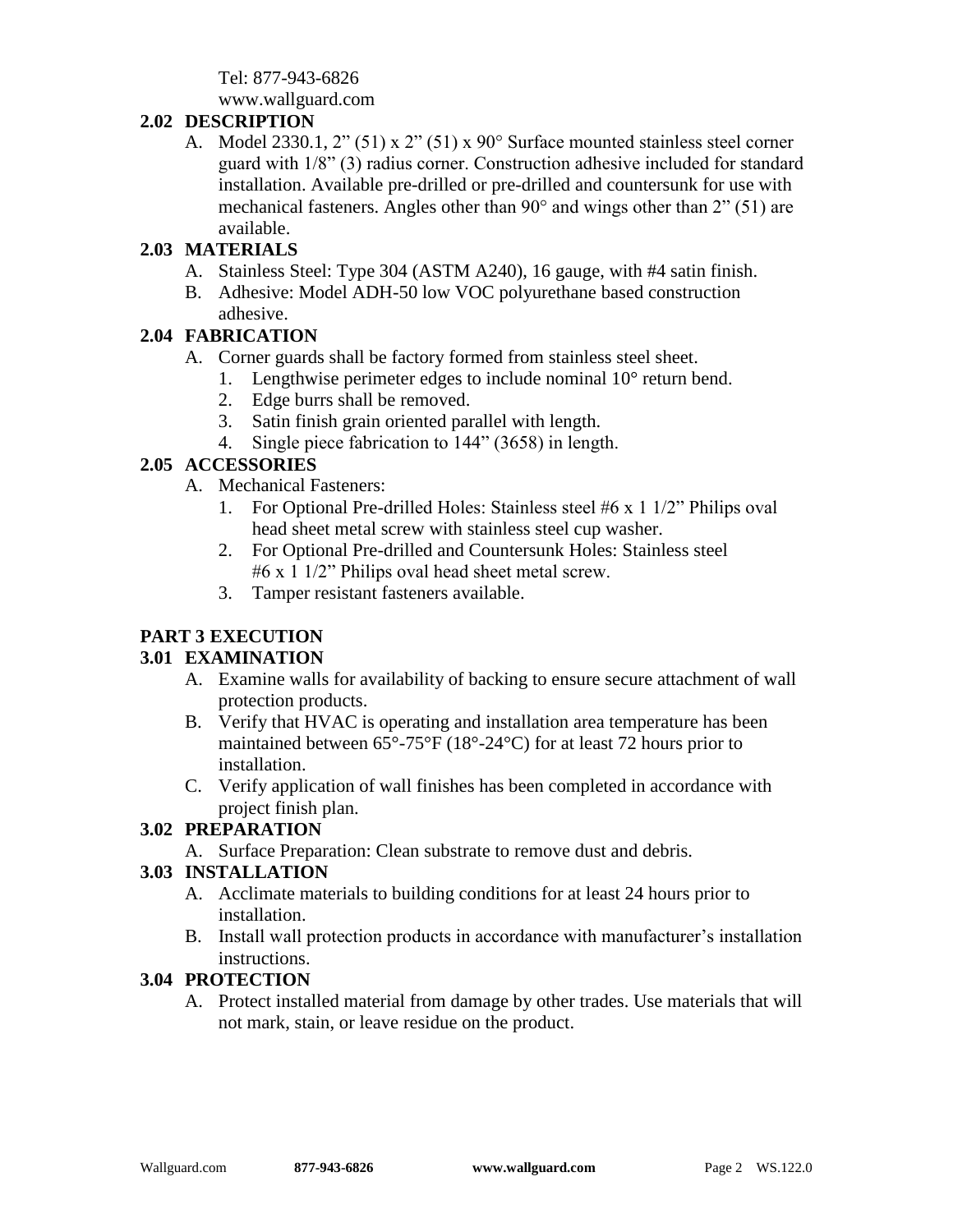Tel: 877-943-6826
www.wallguard.com

### 2.02 DESCRIPTION

A. Model 2330.1, 2" (51) x 2" (51) x 90° Surface mounted stainless steel corner guard with 1/8" (3) radius corner. Construction adhesive included for standard installation. Available pre-drilled or pre-drilled and countersunk for use with mechanical fasteners. Angles other than 90° and wings other than 2" (51) are available.

### 2.03 MATERIALS

A. Stainless Steel: Type 304 (ASTM A240), 16 gauge, with #4 satin finish.
B. Adhesive: Model ADH-50 low VOC polyurethane based construction adhesive.

### 2.04 FABRICATION

A. Corner guards shall be factory formed from stainless steel sheet.
   1. Lengthwise perimeter edges to include nominal 10° return bend.
   2. Edge burrs shall be removed.
   3. Satin finish grain oriented parallel with length.
   4. Single piece fabrication to 144" (3658) in length.

### 2.05 ACCESSORIES

A. Mechanical Fasteners:
   1. For Optional Pre-drilled Holes: Stainless steel #6 x 1 1/2" Philips oval head sheet metal screw with stainless steel cup washer.
   2. For Optional Pre-drilled and Countersunk Holes: Stainless steel #6 x 1 1/2" Philips oval head sheet metal screw.
   3. Tamper resistant fasteners available.

## PART 3 EXECUTION

### 3.01 EXAMINATION

A. Examine walls for availability of backing to ensure secure attachment of wall protection products.
B. Verify that HVAC is operating and installation area temperature has been maintained between 65°-75°F (18°-24°C) for at least 72 hours prior to installation.
C. Verify application of wall finishes has been completed in accordance with project finish plan.

### 3.02 PREPARATION

A. Surface Preparation: Clean substrate to remove dust and debris.

### 3.03 INSTALLATION

A. Acclimate materials to building conditions for at least 24 hours prior to installation.
B. Install wall protection products in accordance with manufacturer's installation instructions.

### 3.04 PROTECTION

A. Protect installed material from damage by other trades. Use materials that will not mark, stain, or leave residue on the product.